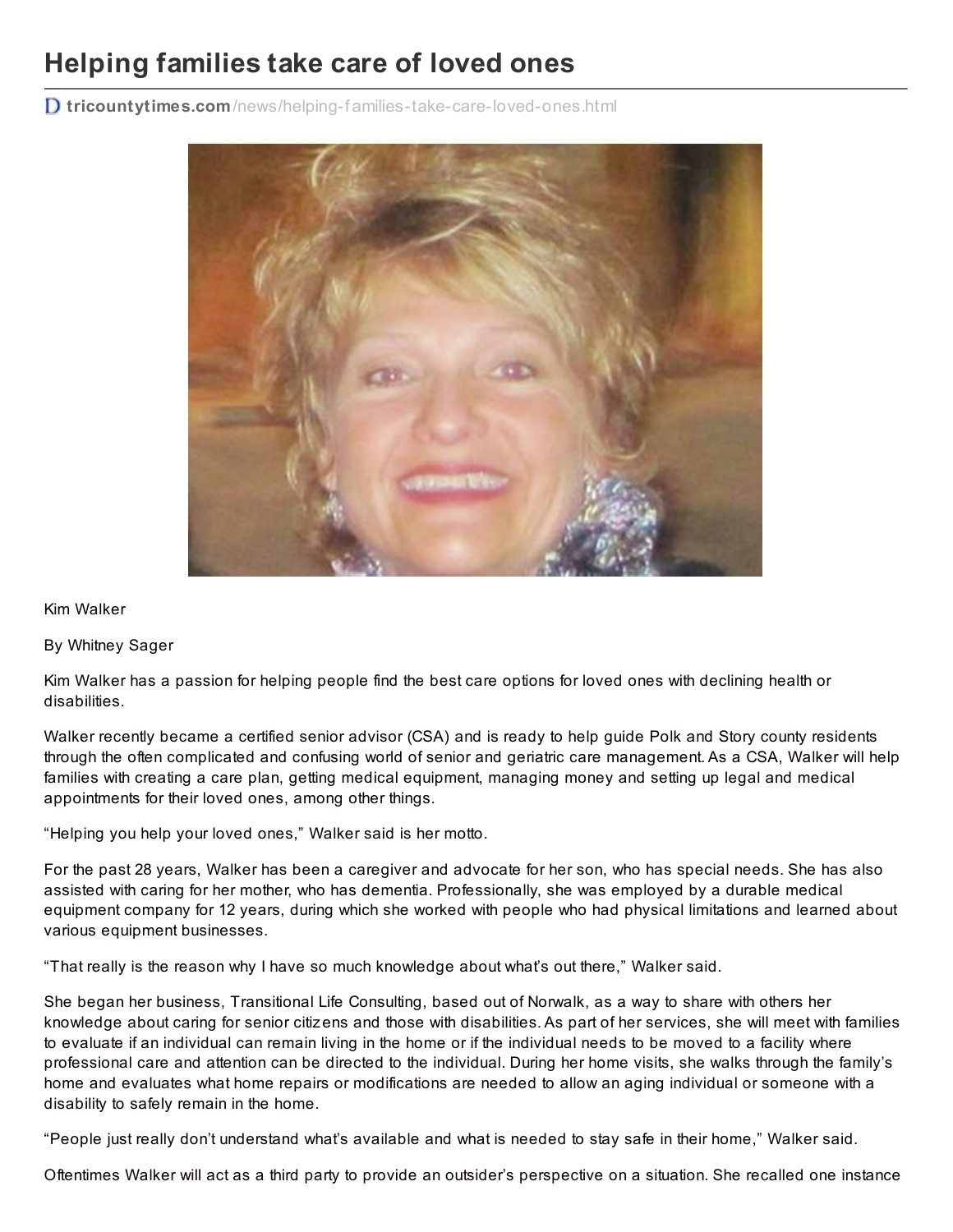# Helping families take care of loved ones

tricountytimes.com/news/helping-families-take-care-loved-ones.html

Kim Walker

By Whitney Sager

Kim Walker has a passion for helping people find the best care options for loved ones with declining health or disabilities.

Walker recently became a certified senior advisor (CSA) and is ready to help guide Polk and Story county residents through the often complicated and confusing world of senior and geriatric care management. As a CSA, Walker will help families with creating a care plan, getting medical equipment, managing money and setting up legal and medical appointments for their loved ones, among other things.

"Helping you help your loved ones," Walker said is her motto.

For the past 28 years, Walker has been a caregiver and advocate for her son, who has special needs. She has also assisted with caring for her mother, who has dementia. Professionally, she was employed by a durable medical equipment company for 12 years, during which she worked with people who had physical limitations and learned about various equipment businesses.

"That really is the reason why I have so much knowledge about what's out there," Walker said.

She began her business, Transitional Life Consulting, based out of Norwalk, as a way to share with others her knowledge about caring for senior citizens and those with disabilities. As part of her services, she will meet with families to evaluate if an individual can remain living in the home or if the individual needs to be moved to a facility where professional care and attention can be directed to the individual. During her home visits, she walks through the family's home and evaluates what home repairs or modifications are needed to allow an aging individual or someone with a disability to safely remain in the home.

"People just really don't understand what's available and what is needed to stay safe in their home," Walker said.

Oftentimes Walker will act as a third party to provide an outsider's perspective on a situation. She recalled one instance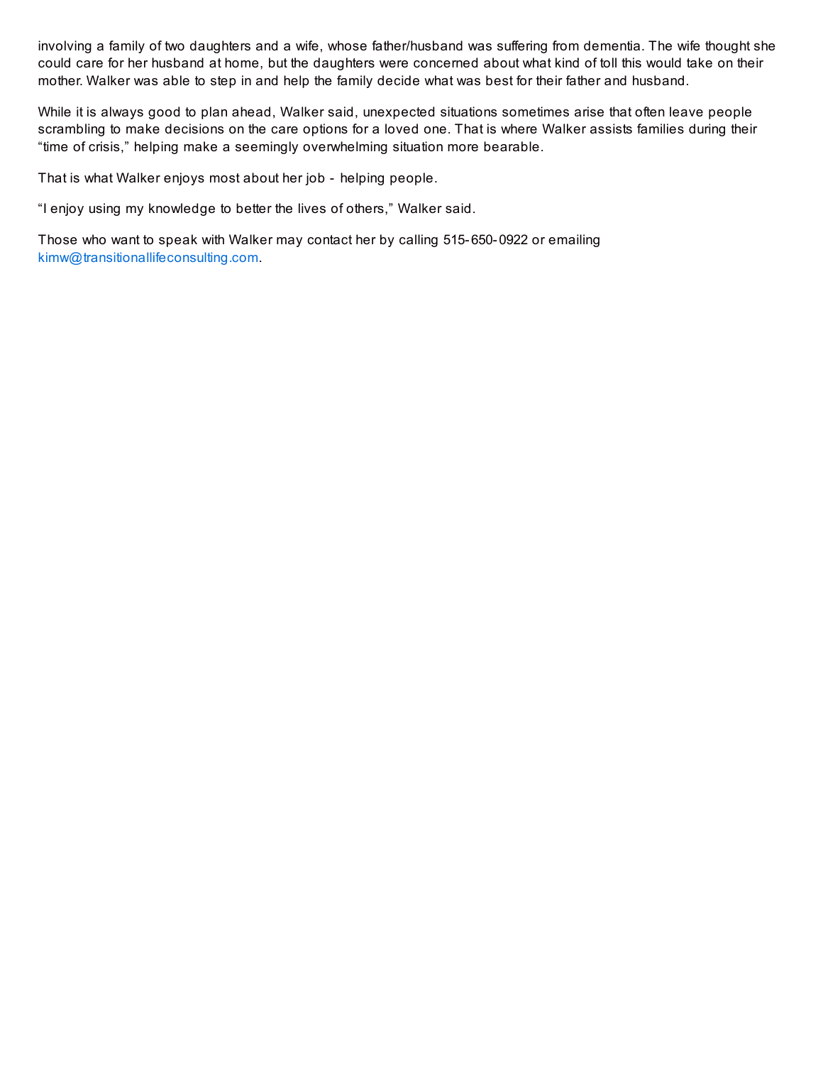involving a family of two daughters and a wife, whose father/husband was suffering from dementia. The wife thought she could care for her husband at home, but the daughters were concerned about what kind of toll this would take on their mother. Walker was able to step in and help the family decide what was best for their father and husband.

While it is always good to plan ahead, Walker said, unexpected situations sometimes arise that often leave people scrambling to make decisions on the care options for a loved one. That is where Walker assists families during their "time of crisis," helping make a seemingly overwhelming situation more bearable.

That is what Walker enjoys most about her job - helping people.

"I enjoy using my knowledge to better the lives of others," Walker said.

Those who want to speak with Walker may contact her by calling 515-650-0922 or emailing kimw@transitionallifeconsulting.com.